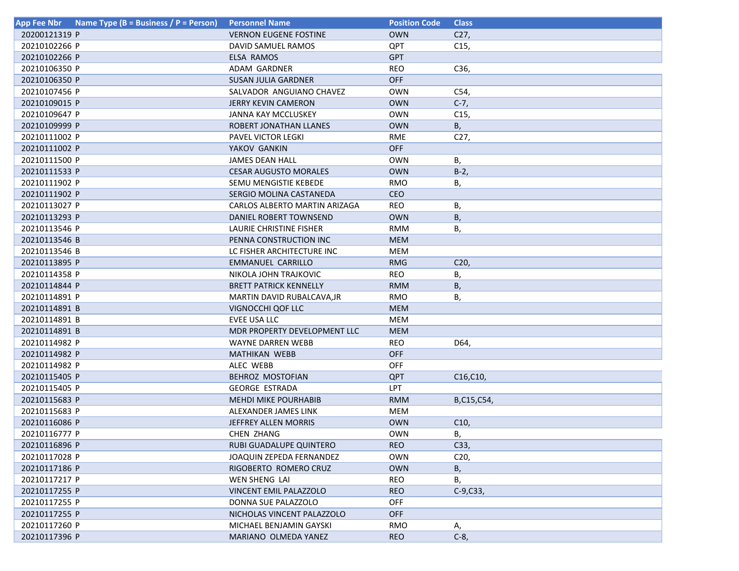| App Fee Nbr | Name Type (B = Business / P = Person) | Personnel Name | Position Code | Class |
|---|---|---|---|---|
| 20200121319 | P | VERNON EUGENE FOSTINE | OWN | C27, |
| 20210102266 | P | DAVID SAMUEL RAMOS | QPT | C15, |
| 20210102266 | P | ELSA RAMOS | GPT | |
| 20210106350 | P | ADAM GARDNER | REO | C36, |
| 20210106350 | P | SUSAN JULIA GARDNER | OFF | |
| 20210107456 | P | SALVADOR ANGUIANO CHAVEZ | OWN | C54, |
| 20210109015 | P | JERRY KEVIN CAMERON | OWN | C-7, |
| 20210109647 | P | JANNA KAY MCCLUSKEY | OWN | C15, |
| 20210109999 | P | ROBERT JONATHAN LLANES | OWN | B, |
| 20210111002 | P | PAVEL VICTOR LEGKI | RME | C27, |
| 20210111002 | P | YAKOV GANKIN | OFF | |
| 20210111500 | P | JAMES DEAN HALL | OWN | B, |
| 20210111533 | P | CESAR AUGUSTO MORALES | OWN | B-2, |
| 20210111902 | P | SEMU MENGISTIE KEBEDE | RMO | B, |
| 20210111902 | P | SERGIO MOLINA CASTANEDA | CEO | |
| 20210113027 | P | CARLOS ALBERTO MARTIN ARIZAGA | REO | B, |
| 20210113293 | P | DANIEL ROBERT TOWNSEND | OWN | B, |
| 20210113546 | P | LAURIE CHRISTINE FISHER | RMM | B, |
| 20210113546 | B | PENNA CONSTRUCTION INC | MEM | |
| 20210113546 | B | LC FISHER ARCHITECTURE INC | MEM | |
| 20210113895 | P | EMMANUEL CARRILLO | RMG | C20, |
| 20210114358 | P | NIKOLA JOHN TRAJKOVIC | REO | B, |
| 20210114844 | P | BRETT PATRICK KENNELLY | RMM | B, |
| 20210114891 | P | MARTIN DAVID RUBALCAVA,JR | RMO | B, |
| 20210114891 | B | VIGNOCCHI QOF LLC | MEM | |
| 20210114891 | B | EVEE USA LLC | MEM | |
| 20210114891 | B | MDR PROPERTY DEVELOPMENT LLC | MEM | |
| 20210114982 | P | WAYNE DARREN WEBB | REO | D64, |
| 20210114982 | P | MATHIKAN WEBB | OFF | |
| 20210114982 | P | ALEC WEBB | OFF | |
| 20210115405 | P | BEHROZ MOSTOFIAN | QPT | C16,C10, |
| 20210115405 | P | GEORGE ESTRADA | LPT | |
| 20210115683 | P | MEHDI MIKE POURHABIB | RMM | B,C15,C54, |
| 20210115683 | P | ALEXANDER JAMES LINK | MEM | |
| 20210116086 | P | JEFFREY ALLEN MORRIS | OWN | C10, |
| 20210116777 | P | CHEN ZHANG | OWN | B, |
| 20210116896 | P | RUBI GUADALUPE QUINTERO | REO | C33, |
| 20210117028 | P | JOAQUIN ZEPEDA FERNANDEZ | OWN | C20, |
| 20210117186 | P | RIGOBERTO ROMERO CRUZ | OWN | B, |
| 20210117217 | P | WEN SHENG LAI | REO | B, |
| 20210117255 | P | VINCENT EMIL PALAZZOLO | REO | C-9,C33, |
| 20210117255 | P | DONNA SUE PALAZZOLO | OFF | |
| 20210117255 | P | NICHOLAS VINCENT PALAZZOLO | OFF | |
| 20210117260 | P | MICHAEL BENJAMIN GAYSKI | RMO | A, |
| 20210117396 | P | MARIANO OLMEDA YANEZ | REO | C-8, |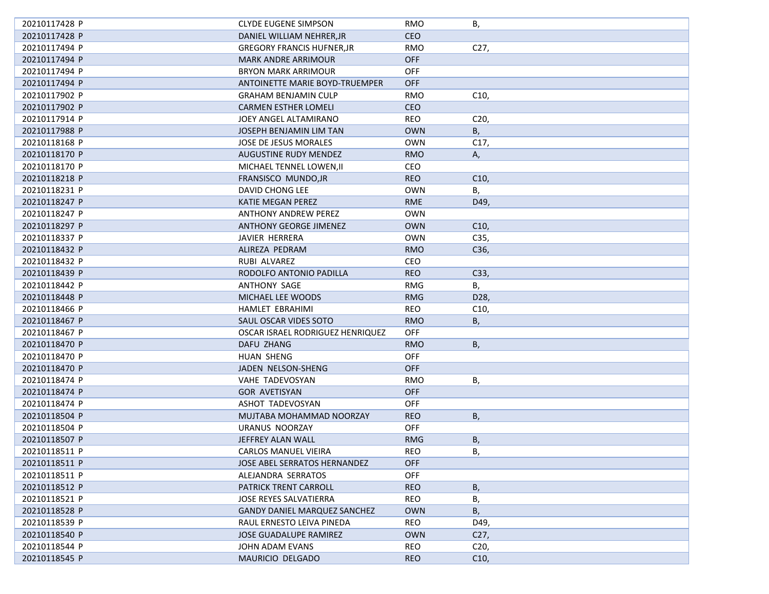| | | | |
|---|---|---|---|
| 20210117428 P | CLYDE EUGENE SIMPSON | RMO | B, |
| 20210117428 P | DANIEL WILLIAM NEHRER,JR | CEO | |
| 20210117494 P | GREGORY FRANCIS HUFNER,JR | RMO | C27, |
| 20210117494 P | MARK ANDRE ARRIMOUR | OFF | |
| 20210117494 P | BRYON MARK ARRIMOUR | OFF | |
| 20210117494 P | ANTOINETTE MARIE BOYD-TRUEMPER | OFF | |
| 20210117902 P | GRAHAM BENJAMIN CULP | RMO | C10, |
| 20210117902 P | CARMEN ESTHER LOMELI | CEO | |
| 20210117914 P | JOEY ANGEL ALTAMIRANO | REO | C20, |
| 20210117988 P | JOSEPH BENJAMIN LIM TAN | OWN | B, |
| 20210118168 P | JOSE DE JESUS MORALES | OWN | C17, |
| 20210118170 P | AUGUSTINE RUDY MENDEZ | RMO | A, |
| 20210118170 P | MICHAEL TENNEL LOWEN,II | CEO | |
| 20210118218 P | FRANSISCO  MUNDO,JR | REO | C10, |
| 20210118231 P | DAVID CHONG LEE | OWN | B, |
| 20210118247 P | KATIE MEGAN PEREZ | RME | D49, |
| 20210118247 P | ANTHONY ANDREW PEREZ | OWN | |
| 20210118297 P | ANTHONY GEORGE JIMENEZ | OWN | C10, |
| 20210118337 P | JAVIER  HERRERA | OWN | C35, |
| 20210118432 P | ALIREZA  PEDRAM | RMO | C36, |
| 20210118432 P | RUBI  ALVAREZ | CEO | |
| 20210118439 P | RODOLFO ANTONIO PADILLA | REO | C33, |
| 20210118442 P | ANTHONY  SAGE | RMG | B, |
| 20210118448 P | MICHAEL LEE WOODS | RMG | D28, |
| 20210118466 P | HAMLET  EBRAHIMI | REO | C10, |
| 20210118467 P | SAUL OSCAR VIDES SOTO | RMO | B, |
| 20210118467 P | OSCAR ISRAEL RODRIGUEZ HENRIQUEZ | OFF | |
| 20210118470 P | DAFU  ZHANG | RMO | B, |
| 20210118470 P | HUAN  SHENG | OFF | |
| 20210118470 P | JADEN  NELSON-SHENG | OFF | |
| 20210118474 P | VAHE  TADEVOSYAN | RMO | B, |
| 20210118474 P | GOR  AVETISYAN | OFF | |
| 20210118474 P | ASHOT  TADEVOSYAN | OFF | |
| 20210118504 P | MUJTABA MOHAMMAD NOORZAY | REO | B, |
| 20210118504 P | URANUS  NOORZAY | OFF | |
| 20210118507 P | JEFFREY ALAN WALL | RMG | B, |
| 20210118511 P | CARLOS MANUEL VIEIRA | REO | B, |
| 20210118511 P | JOSE ABEL SERRATOS HERNANDEZ | OFF | |
| 20210118511 P | ALEJANDRA  SERRATOS | OFF | |
| 20210118512 P | PATRICK TRENT CARROLL | REO | B, |
| 20210118521 P | JOSE REYES SALVATIERRA | REO | B, |
| 20210118528 P | GANDY DANIEL MARQUEZ SANCHEZ | OWN | B, |
| 20210118539 P | RAUL ERNESTO LEIVA PINEDA | REO | D49, |
| 20210118540 P | JOSE GUADALUPE RAMIREZ | OWN | C27, |
| 20210118544 P | JOHN ADAM EVANS | REO | C20, |
| 20210118545 P | MAURICIO  DELGADO | REO | C10, |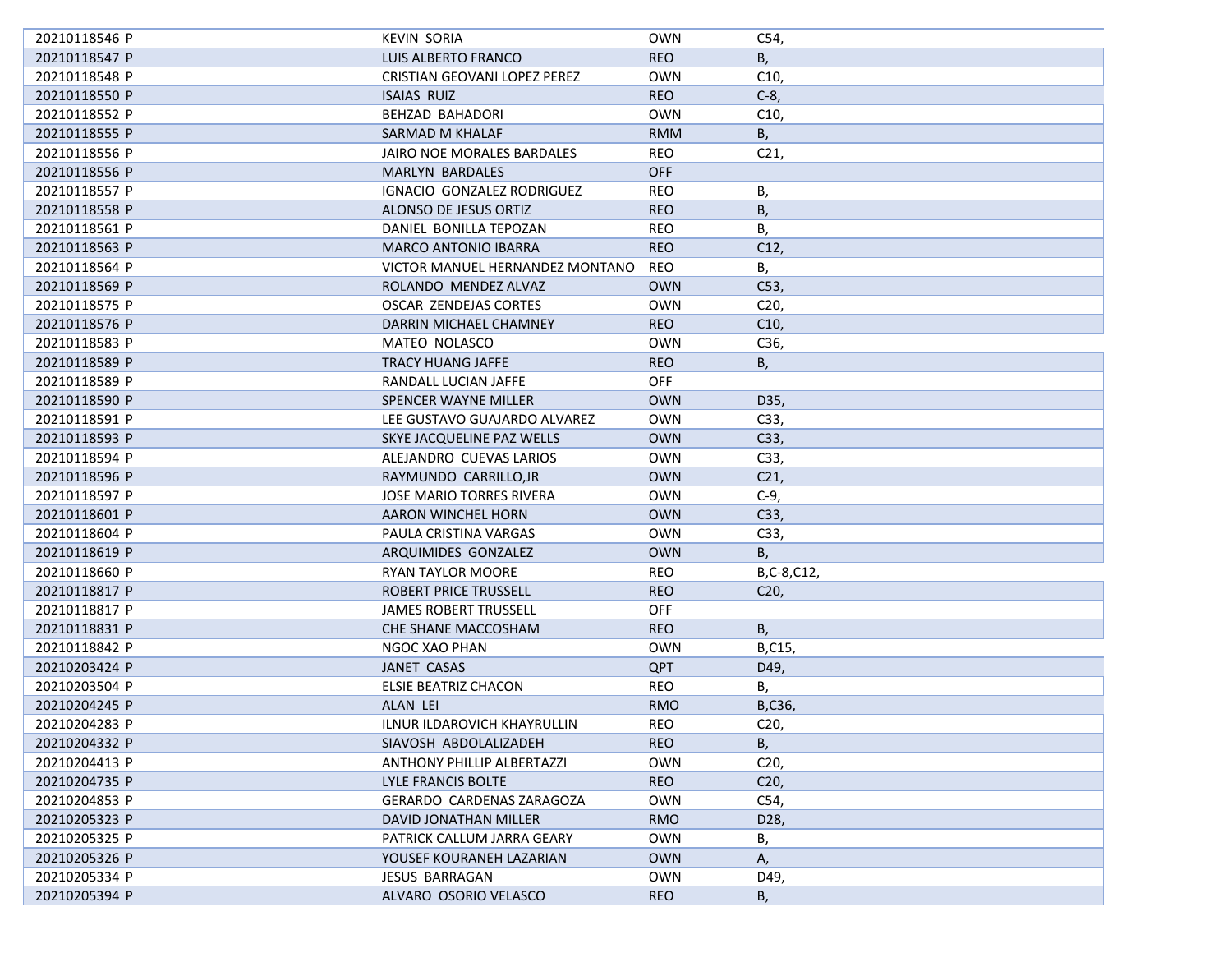| | | | |
|---|---|---|---|
| 20210118546 P | KEVIN SORIA | OWN | C54, |
| 20210118547 P | LUIS ALBERTO FRANCO | REO | B, |
| 20210118548 P | CRISTIAN GEOVANI LOPEZ PEREZ | OWN | C10, |
| 20210118550 P | ISAIAS RUIZ | REO | C-8, |
| 20210118552 P | BEHZAD BAHADORI | OWN | C10, |
| 20210118555 P | SARMAD M KHALAF | RMM | B, |
| 20210118556 P | JAIRO NOE MORALES BARDALES | REO | C21, |
| 20210118556 P | MARLYN BARDALES | OFF | |
| 20210118557 P | IGNACIO GONZALEZ RODRIGUEZ | REO | B, |
| 20210118558 P | ALONSO DE JESUS ORTIZ | REO | B, |
| 20210118561 P | DANIEL BONILLA TEPOZAN | REO | B, |
| 20210118563 P | MARCO ANTONIO IBARRA | REO | C12, |
| 20210118564 P | VICTOR MANUEL HERNANDEZ MONTANO | REO | B, |
| 20210118569 P | ROLANDO MENDEZ ALVAZ | OWN | C53, |
| 20210118575 P | OSCAR ZENDEJAS CORTES | OWN | C20, |
| 20210118576 P | DARRIN MICHAEL CHAMNEY | REO | C10, |
| 20210118583 P | MATEO NOLASCO | OWN | C36, |
| 20210118589 P | TRACY HUANG JAFFE | REO | B, |
| 20210118589 P | RANDALL LUCIAN JAFFE | OFF | |
| 20210118590 P | SPENCER WAYNE MILLER | OWN | D35, |
| 20210118591 P | LEE GUSTAVO GUAJARDO ALVAREZ | OWN | C33, |
| 20210118593 P | SKYE JACQUELINE PAZ WELLS | OWN | C33, |
| 20210118594 P | ALEJANDRO CUEVAS LARIOS | OWN | C33, |
| 20210118596 P | RAYMUNDO CARRILLO,JR | OWN | C21, |
| 20210118597 P | JOSE MARIO TORRES RIVERA | OWN | C-9, |
| 20210118601 P | AARON WINCHEL HORN | OWN | C33, |
| 20210118604 P | PAULA CRISTINA VARGAS | OWN | C33, |
| 20210118619 P | ARQUIMIDES GONZALEZ | OWN | B, |
| 20210118660 P | RYAN TAYLOR MOORE | REO | B,C-8,C12, |
| 20210118817 P | ROBERT PRICE TRUSSELL | REO | C20, |
| 20210118817 P | JAMES ROBERT TRUSSELL | OFF | |
| 20210118831 P | CHE SHANE MACCOSHAM | REO | B, |
| 20210118842 P | NGOC XAO PHAN | OWN | B,C15, |
| 20210203424 P | JANET CASAS | QPT | D49, |
| 20210203504 P | ELSIE BEATRIZ CHACON | REO | B, |
| 20210204245 P | ALAN LEI | RMO | B,C36, |
| 20210204283 P | ILNUR ILDAROVICH KHAYRULLIN | REO | C20, |
| 20210204332 P | SIAVOSH ABDOLALIZADEH | REO | B, |
| 20210204413 P | ANTHONY PHILLIP ALBERTAZZI | OWN | C20, |
| 20210204735 P | LYLE FRANCIS BOLTE | REO | C20, |
| 20210204853 P | GERARDO CARDENAS ZARAGOZA | OWN | C54, |
| 20210205323 P | DAVID JONATHAN MILLER | RMO | D28, |
| 20210205325 P | PATRICK CALLUM JARRA GEARY | OWN | B, |
| 20210205326 P | YOUSEF KOURANEH LAZARIAN | OWN | A, |
| 20210205334 P | JESUS BARRAGAN | OWN | D49, |
| 20210205394 P | ALVARO OSORIO VELASCO | REO | B, |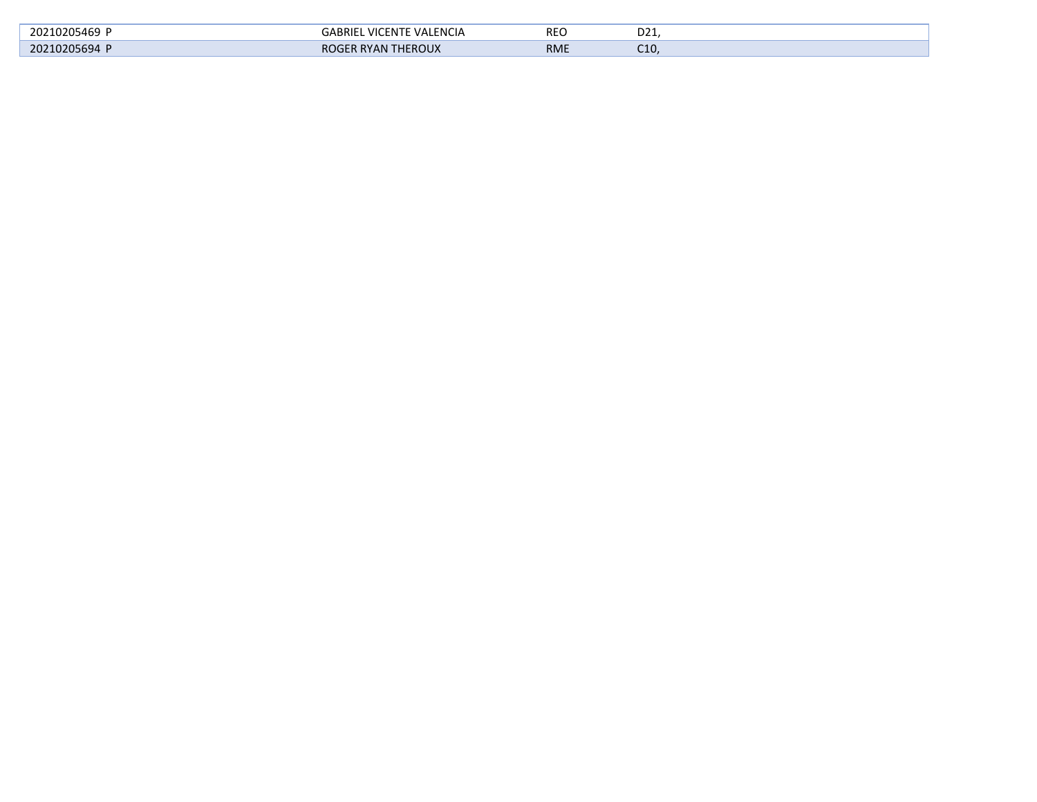| | | | | |
|---|---|---|---|---|
| 20210205469 | P | GABRIEL VICENTE VALENCIA | REO | D21, |
| 20210205694 | P | ROGER RYAN THEROUX | RME | C10, |